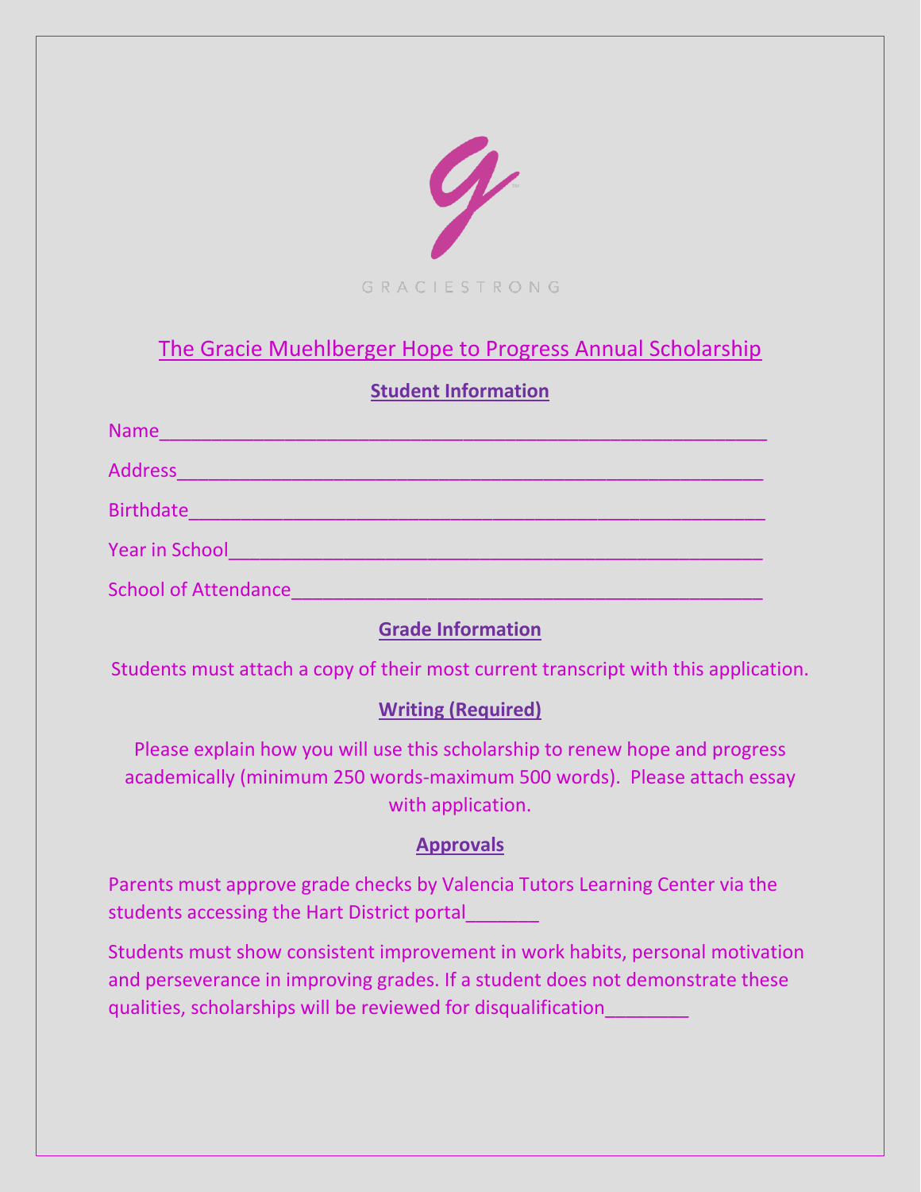GRACIESTRONG

# The Gracie Muehlberger Hope to Progress Annual Scholarship

## Student Information

Name___________________________________________________________

Address_________________________________________________________

Birthdate_______________________________________________________

Year in School___________________________________________________

School of Attendance_____________________________________________

## Grade Information

Students must attach a copy of their most current transcript with this application.

## Writing (Required)

Please explain how you will use this scholarship to renew hope and progress academically (minimum 250 words-maximum 500 words). Please attach essay with application.

## Approvals

Parents must approve grade checks by Valencia Tutors Learning Center via the students accessing the Hart District portal_______

Students must show consistent improvement in work habits, personal motivation and perseverance in improving grades. If a student does not demonstrate these qualities, scholarships will be reviewed for disqualification________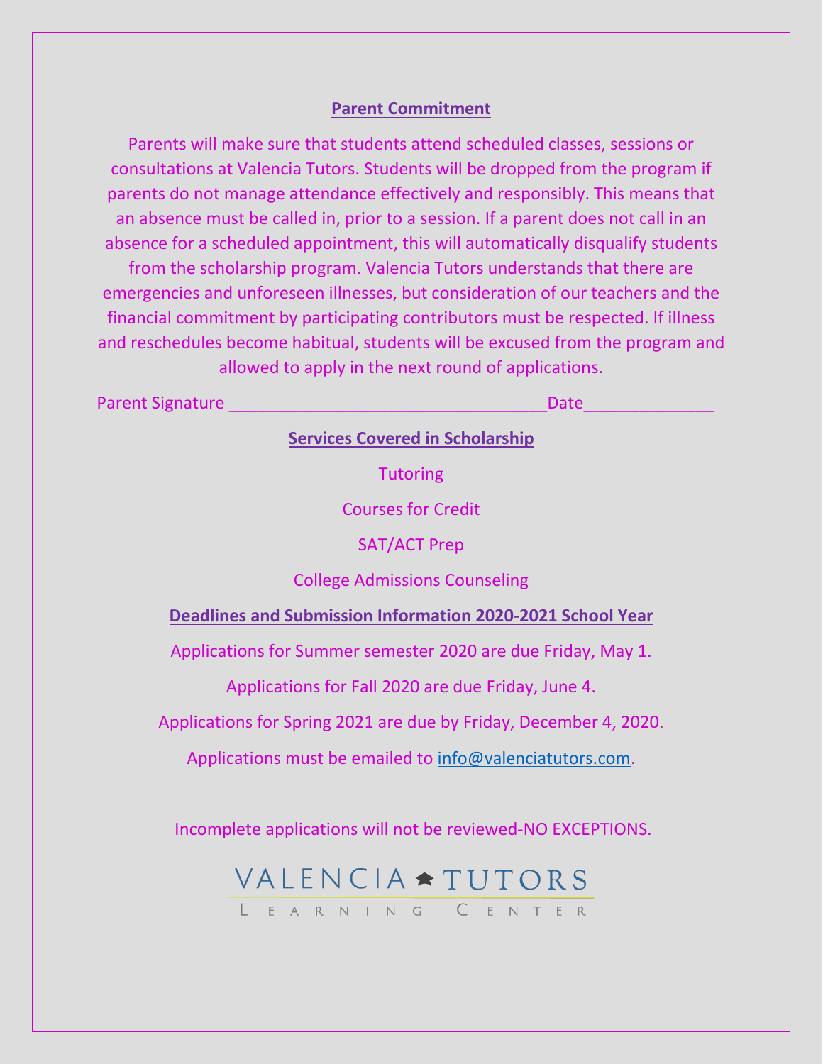## Parent Commitment

Parents will make sure that students attend scheduled classes, sessions or consultations at Valencia Tutors. Students will be dropped from the program if parents do not manage attendance effectively and responsibly. This means that an absence must be called in, prior to a session. If a parent does not call in an absence for a scheduled appointment, this will automatically disqualify students from the scholarship program. Valencia Tutors understands that there are emergencies and unforeseen illnesses, but consideration of our teachers and the financial commitment by participating contributors must be respected. If illness and reschedules become habitual, students will be excused from the program and allowed to apply in the next round of applications.

Parent Signature ___________________________________Date______________

## Services Covered in Scholarship

Tutoring

Courses for Credit

SAT/ACT Prep

College Admissions Counseling

## Deadlines and Submission Information 2020-2021 School Year

Applications for Summer semester 2020 are due Friday, May 1.

Applications for Fall 2020 are due Friday, June 4.

Applications for Spring 2021 are due by Friday, December 4, 2020.

Applications must be emailed to info@valenciatutors.com.

Incomplete applications will not be reviewed-NO EXCEPTIONS.

VALENCIA TUTORS
LEARNING CENTER